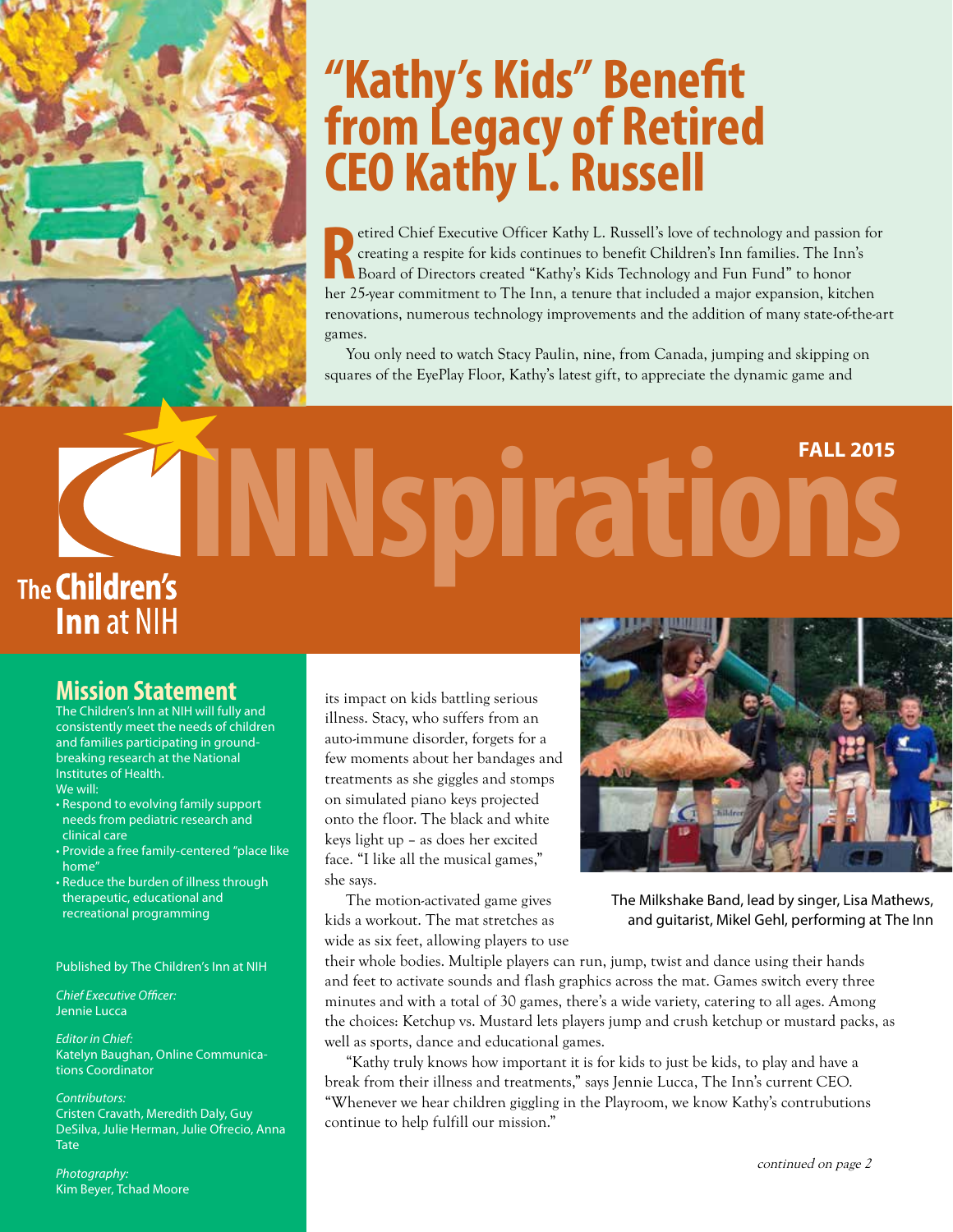# "Kathy's Kids" Benefit from Legacy of Retired CEO Kathy L. Russell

Retired Chief Executive Officer Kathy L. Russell's love of technology and passion for creating a respite for kids continues to benefit Children's Inn families. The Inn's Board of Directors created "Kathy's Kids Technology and Fun Fund" to honor her 25-year commitment to The Inn, a tenure that included a major expansion, kitchen renovations, numerous technology improvements and the addition of many state-of-the-art games.

You only need to watch Stacy Paulin, nine, from Canada, jumping and skipping on squares of the EyePlay Floor, Kathy's latest gift, to appreciate the dynamic game and its impact on kids battling serious illness. Stacy, who suffers from an auto-immune disorder, forgets for a few moments about her bandages and treatments as she giggles and stomps on simulated piano keys projected onto the floor. The black and white keys light up – as does her excited face. "I like all the musical games," she says.

The motion-activated game gives kids a workout. The mat stretches as wide as six feet, allowing players to use their whole bodies. Multiple players can run, jump, twist and dance using their hands and feet to activate sounds and flash graphics across the mat. Games switch every three minutes and with a total of 30 games, there's a wide variety, catering to all ages. Among the choices: Ketchup vs. Mustard lets players jump and crush ketchup or mustard packs, as well as sports, dance and educational games.

"Kathy truly knows how important it is for kids to just be kids, to play and have a break from their illness and treatments," says Jennie Lucca, The Inn's current CEO. "Whenever we hear children giggling in the Playroom, we know Kathy's contrubutions continue to help fulfill our mission."

*continued on page 2*

The Milkshake Band, lead by singer, Lisa Mathews, and guitarist, Mikel Gehl, performing at The Inn

# INNspirations

**FALL 2015**

The Children's Inn at NIH

## Mission Statement

The Children's Inn at NIH will fully and consistently meet the needs of children and families participating in ground-breaking research at the National Institutes of Health.

We will:

- Respond to evolving family support needs from pediatric research and clinical care
- Provide a free family-centered "place like home"
- Reduce the burden of illness through therapeutic, educational and recreational programming

Published by The Children's Inn at NIH

*Chief Executive Officer:*
Jennie Lucca

*Editor in Chief:*
Katelyn Baughan, Online Communications Coordinator

*Contributors:*
Cristen Cravath, Meredith Daly, Guy DeSilva, Julie Herman, Julie Ofrecio, Anna Tate

*Photography:*
Kim Beyer, Tchad Moore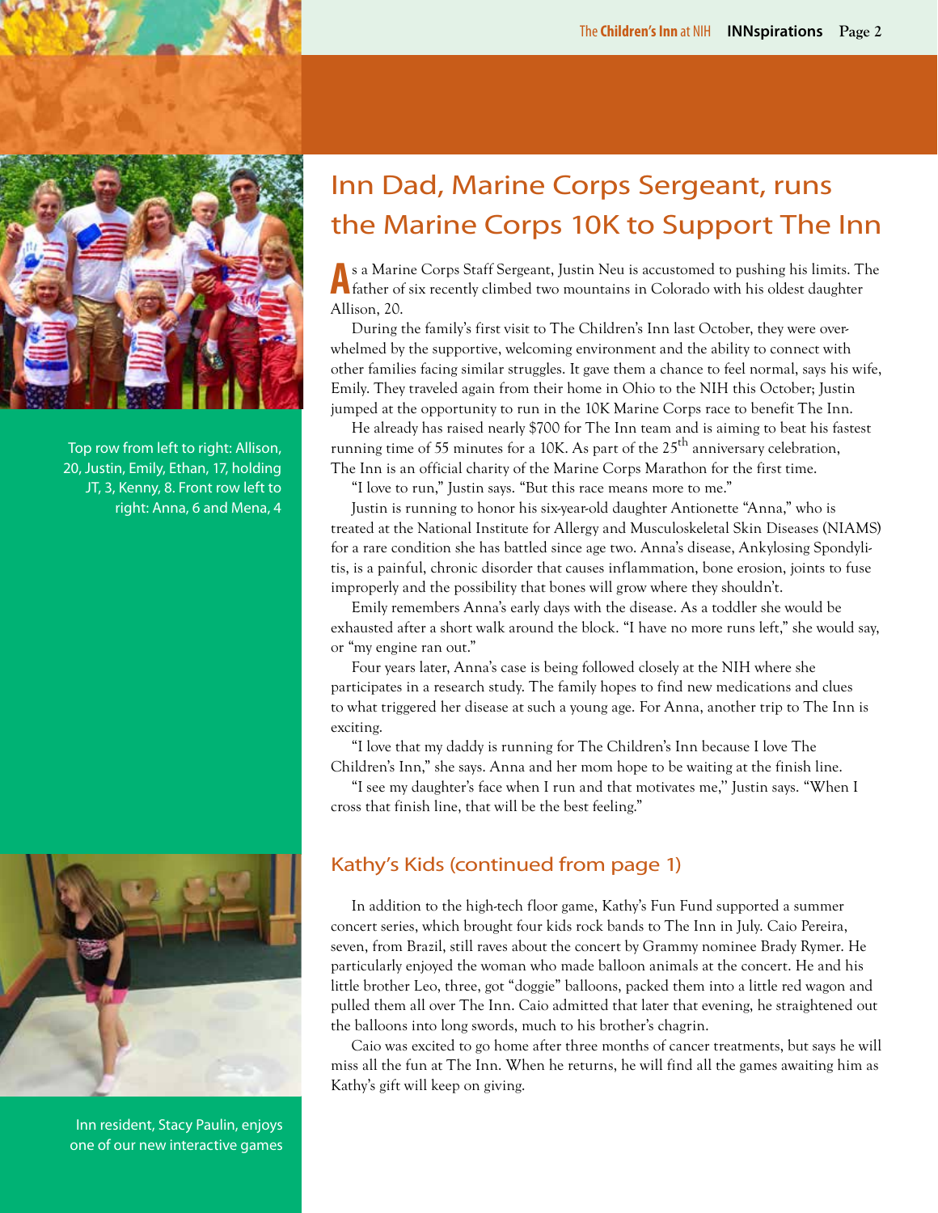# Inn Dad, Marine Corps Sergeant, runs the Marine Corps 10K to Support The Inn

As a Marine Corps Staff Sergeant, Justin Neu is accustomed to pushing his limits. The father of six recently climbed two mountains in Colorado with his oldest daughter Allison, 20.

During the family's first visit to The Children's Inn last October, they were overwhelmed by the supportive, welcoming environment and the ability to connect with other families facing similar struggles. It gave them a chance to feel normal, says his wife, Emily. They traveled again from their home in Ohio to the NIH this October; Justin jumped at the opportunity to run in the 10K Marine Corps race to benefit The Inn.

He already has raised nearly $700 for The Inn team and is aiming to beat his fastest running time of 55 minutes for a 10K. As part of the 25th anniversary celebration, The Inn is an official charity of the Marine Corps Marathon for the first time.

"I love to run," Justin says. "But this race means more to me."

Justin is running to honor his six-year-old daughter Antionette "Anna," who is treated at the National Institute for Allergy and Musculoskeletal Skin Diseases (NIAMS) for a rare condition she has battled since age two. Anna's disease, Ankylosing Spondylitis, is a painful, chronic disorder that causes inflammation, bone erosion, joints to fuse improperly and the possibility that bones will grow where they shouldn't.

Emily remembers Anna's early days with the disease. As a toddler she would be exhausted after a short walk around the block. "I have no more runs left," she would say, or "my engine ran out."

Four years later, Anna's case is being followed closely at the NIH where she participates in a research study. The family hopes to find new medications and clues to what triggered her disease at such a young age. For Anna, another trip to The Inn is exciting.

"I love that my daddy is running for The Children's Inn because I love The Children's Inn," she says. Anna and her mom hope to be waiting at the finish line.

"I see my daughter's face when I run and that motivates me," Justin says. "When I cross that finish line, that will be the best feeling."

Top row from left to right: Allison, 20, Justin, Emily, Ethan, 17, holding JT, 3, Kenny, 8. Front row left to right: Anna, 6 and Mena, 4

## Kathy's Kids (continued from page 1)

In addition to the high-tech floor game, Kathy's Fun Fund supported a summer concert series, which brought four kids rock bands to The Inn in July. Caio Pereira, seven, from Brazil, still raves about the concert by Grammy nominee Brady Rymer. He particularly enjoyed the woman who made balloon animals at the concert. He and his little brother Leo, three, got "doggie" balloons, packed them into a little red wagon and pulled them all over The Inn. Caio admitted that later that evening, he straightened out the balloons into long swords, much to his brother's chagrin.

Caio was excited to go home after three months of cancer treatments, but says he will miss all the fun at The Inn. When he returns, he will find all the games awaiting him as Kathy's gift will keep on giving.

Inn resident, Stacy Paulin, enjoys one of our new interactive games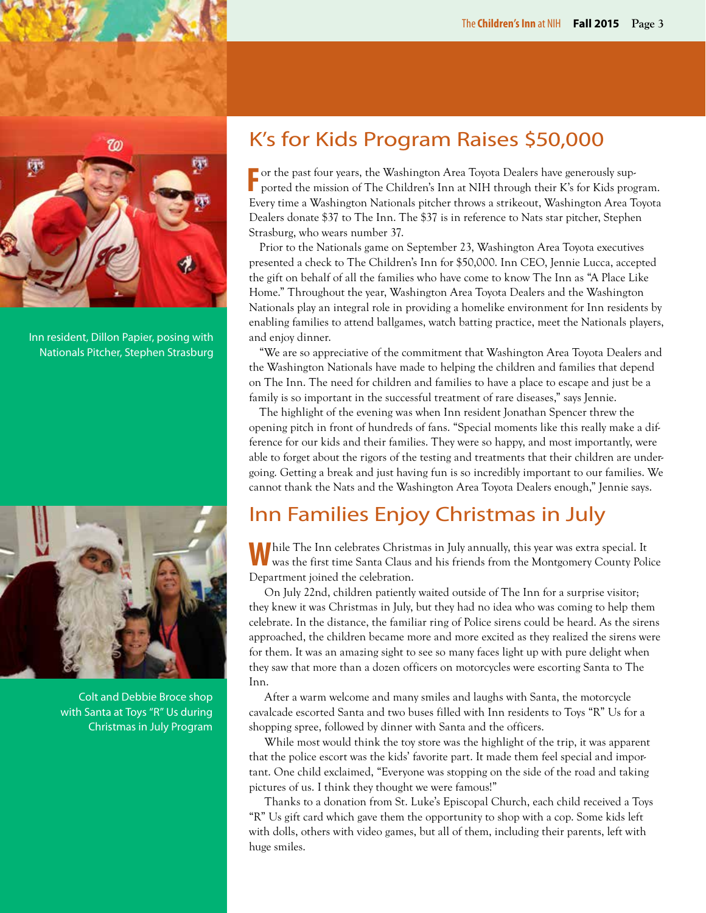## K's for Kids Program Raises $50,000

For the past four years, the Washington Area Toyota Dealers have generously supported the mission of The Children's Inn at NIH through their K's for Kids program. Every time a Washington Nationals pitcher throws a strikeout, Washington Area Toyota Dealers donate $37 to The Inn. The $37 is in reference to Nats star pitcher, Stephen Strasburg, who wears number 37.

Prior to the Nationals game on September 23, Washington Area Toyota executives presented a check to The Children's Inn for $50,000. Inn CEO, Jennie Lucca, accepted the gift on behalf of all the families who have come to know The Inn as "A Place Like Home." Throughout the year, Washington Area Toyota Dealers and the Washington Nationals play an integral role in providing a homelike environment for Inn residents by enabling families to attend ballgames, watch batting practice, meet the Nationals players, and enjoy dinner.

"We are so appreciative of the commitment that Washington Area Toyota Dealers and the Washington Nationals have made to helping the children and families that depend on The Inn. The need for children and families to have a place to escape and just be a family is so important in the successful treatment of rare diseases," says Jennie.

The highlight of the evening was when Inn resident Jonathan Spencer threw the opening pitch in front of hundreds of fans. "Special moments like this really make a difference for our kids and their families. They were so happy, and most importantly, were able to forget about the rigors of the testing and treatments that their children are undergoing. Getting a break and just having fun is so incredibly important to our families. We cannot thank the Nats and the Washington Area Toyota Dealers enough," Jennie says.

Inn resident, Dillon Papier, posing with Nationals Pitcher, Stephen Strasburg

## Inn Families Enjoy Christmas in July

While The Inn celebrates Christmas in July annually, this year was extra special. It was the first time Santa Claus and his friends from the Montgomery County Police Department joined the celebration.

On July 22nd, children patiently waited outside of The Inn for a surprise visitor; they knew it was Christmas in July, but they had no idea who was coming to help them celebrate. In the distance, the familiar ring of Police sirens could be heard. As the sirens approached, the children became more and more excited as they realized the sirens were for them. It was an amazing sight to see so many faces light up with pure delight when they saw that more than a dozen officers on motorcycles were escorting Santa to The Inn.

After a warm welcome and many smiles and laughs with Santa, the motorcycle cavalcade escorted Santa and two buses filled with Inn residents to Toys "R" Us for a shopping spree, followed by dinner with Santa and the officers.

While most would think the toy store was the highlight of the trip, it was apparent that the police escort was the kids' favorite part. It made them feel special and important. One child exclaimed, "Everyone was stopping on the side of the road and taking pictures of us. I think they thought we were famous!"

Thanks to a donation from St. Luke's Episcopal Church, each child received a Toys "R" Us gift card which gave them the opportunity to shop with a cop. Some kids left with dolls, others with video games, but all of them, including their parents, left with huge smiles.

Colt and Debbie Broce shop with Santa at Toys "R" Us during Christmas in July Program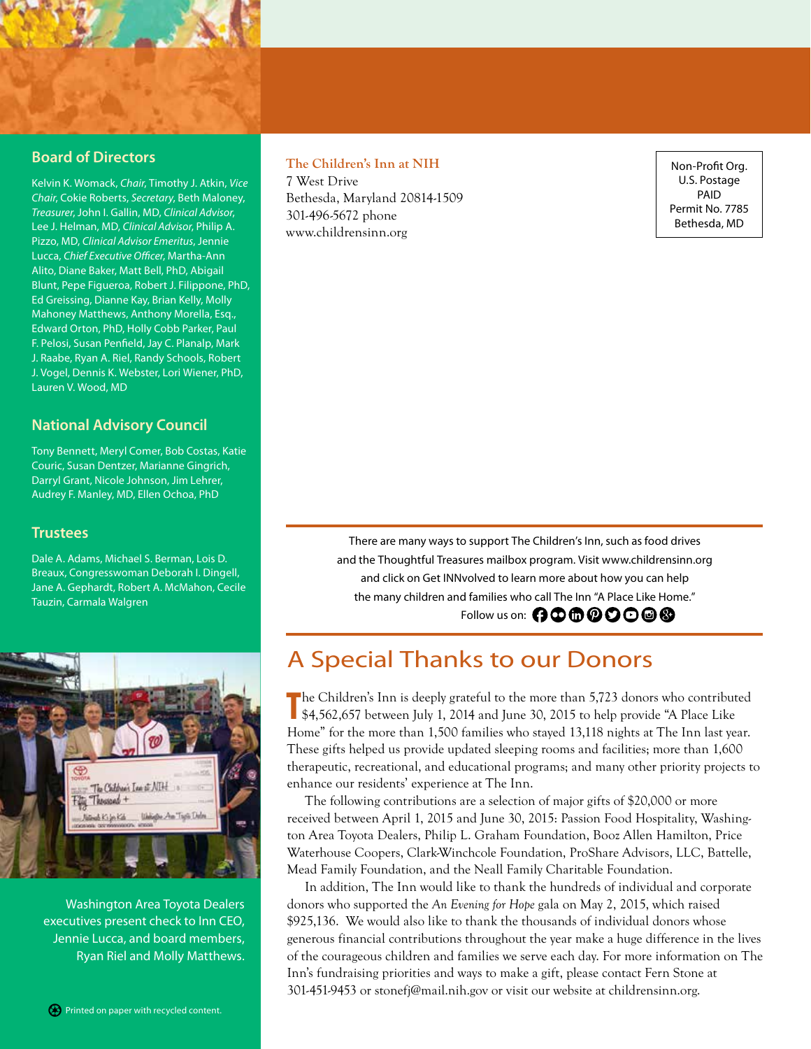## Board of Directors

Kelvin K. Womack, *Chair,* Timothy J. Atkin, *Vice Chair,* Cokie Roberts, *Secretary,* Beth Maloney, *Treasurer,* John I. Gallin, MD, *Clinical Advisor,* Lee J. Helman, MD, *Clinical Advisor,* Philip A. Pizzo, MD, *Clinical Advisor Emeritus,* Jennie Lucca, *Chief Executive Officer,* Martha-Ann Alito, Diane Baker, Matt Bell, PhD, Abigail Blunt, Pepe Figueroa, Robert J. Filippone, PhD, Ed Greissing, Dianne Kay, Brian Kelly, Molly Mahoney Matthews, Anthony Morella, Esq., Edward Orton, PhD, Holly Cobb Parker, Paul F. Pelosi, Susan Penfield, Jay C. Planalp, Mark J. Raabe, Ryan A. Riel, Randy Schools, Robert J. Vogel, Dennis K. Webster, Lori Wiener, PhD, Lauren V. Wood, MD

## National Advisory Council

Tony Bennett, Meryl Comer, Bob Costas, Katie Couric, Susan Dentzer, Marianne Gingrich, Darryl Grant, Nicole Johnson, Jim Lehrer, Audrey F. Manley, MD, Ellen Ochoa, PhD

## Trustees

Dale A. Adams, Michael S. Berman, Lois D. Breaux, Congresswoman Deborah I. Dingell, Jane A. Gephardt, Robert A. McMahon, Cecile Tauzin, Carmala Walgren

Washington Area Toyota Dealers executives present check to Inn CEO, Jennie Lucca, and board members, Ryan Riel and Molly Matthews.

Printed on paper with recycled content.

**The Children's Inn at NIH**
7 West Drive
Bethesda, Maryland 20814-1509
301-496-5672 phone
www.childrensinn.org

Non-Profit Org.
U.S. Postage
PAID
Permit No. 7785
Bethesda, MD

There are many ways to support The Children's Inn, such as food drives and the Thoughtful Treasures mailbox program. Visit www.childrensinn.org and click on Get INNvolved to learn more about how you can help the many children and families who call The Inn "A Place Like Home."

Follow us on:

# A Special Thanks to our Donors

The Children's Inn is deeply grateful to the more than 5,723 donors who contributed $4,562,657 between July 1, 2014 and June 30, 2015 to help provide "A Place Like Home" for the more than 1,500 families who stayed 13,118 nights at The Inn last year. These gifts helped us provide updated sleeping rooms and facilities; more than 1,600 therapeutic, recreational, and educational programs; and many other priority projects to enhance our residents' experience at The Inn.

The following contributions are a selection of major gifts of $20,000 or more received between April 1, 2015 and June 30, 2015: Passion Food Hospitality, Washington Area Toyota Dealers, Philip L. Graham Foundation, Booz Allen Hamilton, Price Waterhouse Coopers, Clark-Winchcole Foundation, ProShare Advisors, LLC, Battelle, Mead Family Foundation, and the Neall Family Charitable Foundation.

In addition, The Inn would like to thank the hundreds of individual and corporate donors who supported the *An Evening for Hope* gala on May 2, 2015, which raised $925,136. We would also like to thank the thousands of individual donors whose generous financial contributions throughout the year make a huge difference in the lives of the courageous children and families we serve each day. For more information on The Inn's fundraising priorities and ways to make a gift, please contact Fern Stone at 301-451-9453 or stonefj@mail.nih.gov or visit our website at childrensinn.org.